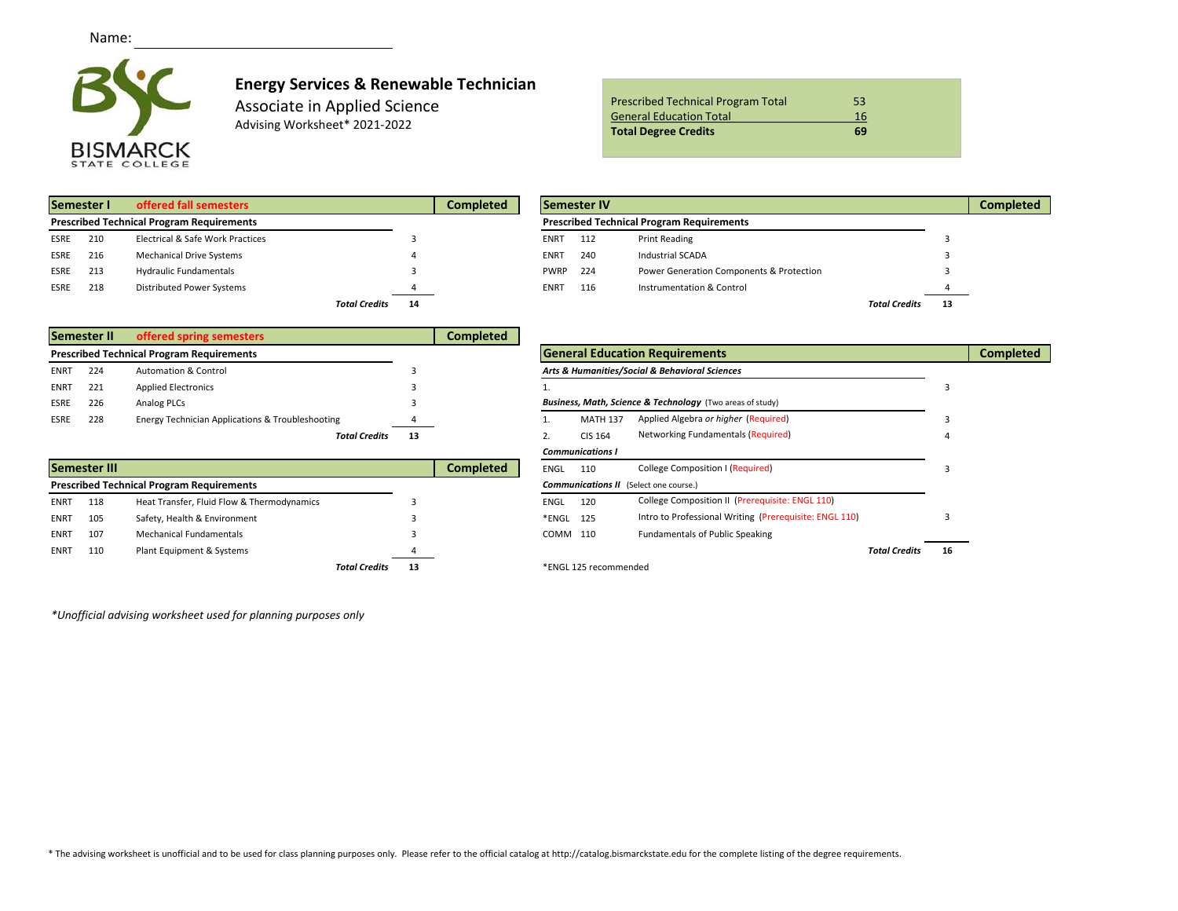Name: ______________________________

BISMARCK STATE COLLEGE

# Energy Services & Renewable Technician

Associate in Applied Science

Advising Worksheet* 2021-2022

| | |
|---|---|
| Prescribed Technical Program Total | 53 |
| General Education Total | 16 |
| **Total Degree Credits** | **69** |

| **Semester I** | **offered fall semesters** | | | **Completed** |
|---|---|---|---|---|
| **Prescribed Technical Program Requirements** | | | | |
| ESRE | 210 | Electrical & Safe Work Practices | 3 | |
| ESRE | 216 | Mechanical Drive Systems | 4 | |
| ESRE | 213 | Hydraulic Fundamentals | 3 | |
| ESRE | 218 | Distributed Power Systems | 4 | |
| | | ***Total Credits*** | **14** | |

| **Semester II** | **offered spring semesters** | | | **Completed** |
|---|---|---|---|---|
| **Prescribed Technical Program Requirements** | | | | |
| ENRT | 224 | Automation & Control | 3 | |
| ENRT | 221 | Applied Electronics | 3 | |
| ESRE | 226 | Analog PLCs | 3 | |
| ESRE | 228 | Energy Technician Applications & Troubleshooting | 4 | |
| | | ***Total Credits*** | **13** | |

| **Semester III** | | | | **Completed** |
|---|---|---|---|---|
| **Prescribed Technical Program Requirements** | | | | |
| ENRT | 118 | Heat Transfer, Fluid Flow & Thermodynamics | 3 | |
| ENRT | 105 | Safety, Health & Environment | 3 | |
| ENRT | 107 | Mechanical Fundamentals | 3 | |
| ENRT | 110 | Plant Equipment & Systems | 4 | |
| | | ***Total Credits*** | **13** | |

| **Semester IV** | | | | **Completed** |
|---|---|---|---|---|
| **Prescribed Technical Program Requirements** | | | | |
| ENRT | 112 | Print Reading | 3 | |
| ENRT | 240 | Industrial SCADA | 3 | |
| PWRP | 224 | Power Generation Components & Protection | 3 | |
| ENRT | 116 | Instrumentation & Control | 4 | |
| | | ***Total Credits*** | **13** | |

| **General Education Requirements** | | | | **Completed** |
|---|---|---|---|---|
| ***Arts & Humanities/Social & Behavioral Sciences*** | | | | |
| 1. | | | 3 | |
| ***Business, Math, Science & Technology*** (Two areas of study) | | | | |
| 1. | MATH 137 | Applied Algebra *or higher* (Required) | 3 | |
| 2. | CIS 164 | Networking Fundamentals (Required) | 4 | |
| ***Communications I*** | | | | |
| ENGL | 110 | College Composition I (Required) | 3 | |
| ***Communications II*** (Select one course.) | | | | |
| ENGL | 120 | College Composition II (Prerequisite: ENGL 110) | | |
| *ENGL | 125 | Intro to Professional Writing (Prerequisite: ENGL 110) | 3 | |
| COMM | 110 | Fundamentals of Public Speaking | | |
| | | ***Total Credits*** | **16** | |

*ENGL 125 recommended

*Unofficial advising worksheet used for planning purposes only*

* The advising worksheet is unofficial and to be used for class planning purposes only. Please refer to the official catalog at http://catalog.bismarckstate.edu for the complete listing of the degree requirements.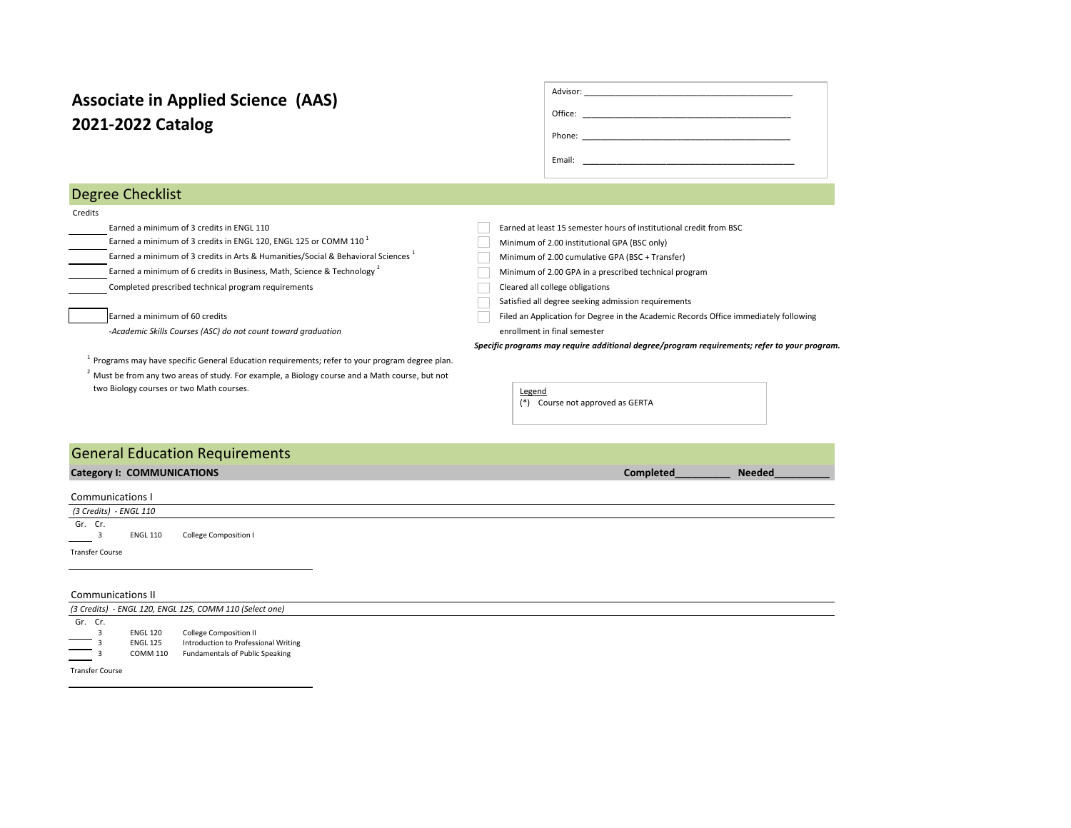# Associate in Applied Science (AAS)
# 2021-2022 Catalog

Advisor: ____________________________________________

Office: ____________________________________________

Phone: ____________________________________________

Email: ____________________________________________

## Degree Checklist

Credits

______ Earned a minimum of 3 credits in ENGL 110

______ Earned a minimum of 3 credits in ENGL 120, ENGL 125 or COMM 110 [1]

______ Earned a minimum of 3 credits in Arts & Humanities/Social & Behavioral Sciences [1]

______ Earned a minimum of 6 credits in Business, Math, Science & Technology [2]

______ Completed prescribed technical program requirements

______ Earned a minimum of 60 credits

*-Academic Skills Courses (ASC) do not count toward graduation*

☐ Earned at least 15 semester hours of institutional credit from BSC

☐ Minimum of 2.00 institutional GPA (BSC only)

☐ Minimum of 2.00 cumulative GPA (BSC + Transfer)

☐ Minimum of 2.00 GPA in a prescribed technical program

☐ Cleared all college obligations

☐ Satisfied all degree seeking admission requirements

☐ Filed an Application for Degree in the Academic Records Office immediately following enrollment in final semester

***Specific programs may require additional degree/program requirements; refer to your program.***

[1] Programs may have specific General Education requirements; refer to your program degree plan.

[2] Must be from any two areas of study. For example, a Biology course and a Math course, but not two Biology courses or two Math courses.

Legend
(*) Course not approved as GERTA

## General Education Requirements

**Category I: COMMUNICATIONS** — **Completed**_________ **Needed**_________

### Communications I

*(3 Credits) - ENGL 110*

| Gr. | Cr. | Course | Title |
|---|---|---|---|
| ____ | 3 | ENGL 110 | College Composition I |

Transfer Course

______________________________________

### Communications II

*(3 Credits) - ENGL 120, ENGL 125, COMM 110 (Select one)*

| Gr. | Cr. | Course | Title |
|---|---|---|---|
| ____ | 3 | ENGL 120 | College Composition II |
| ____ | 3 | ENGL 125 | Introduction to Professional Writing |
| ____ | 3 | COMM 110 | Fundamentals of Public Speaking |

Transfer Course

______________________________________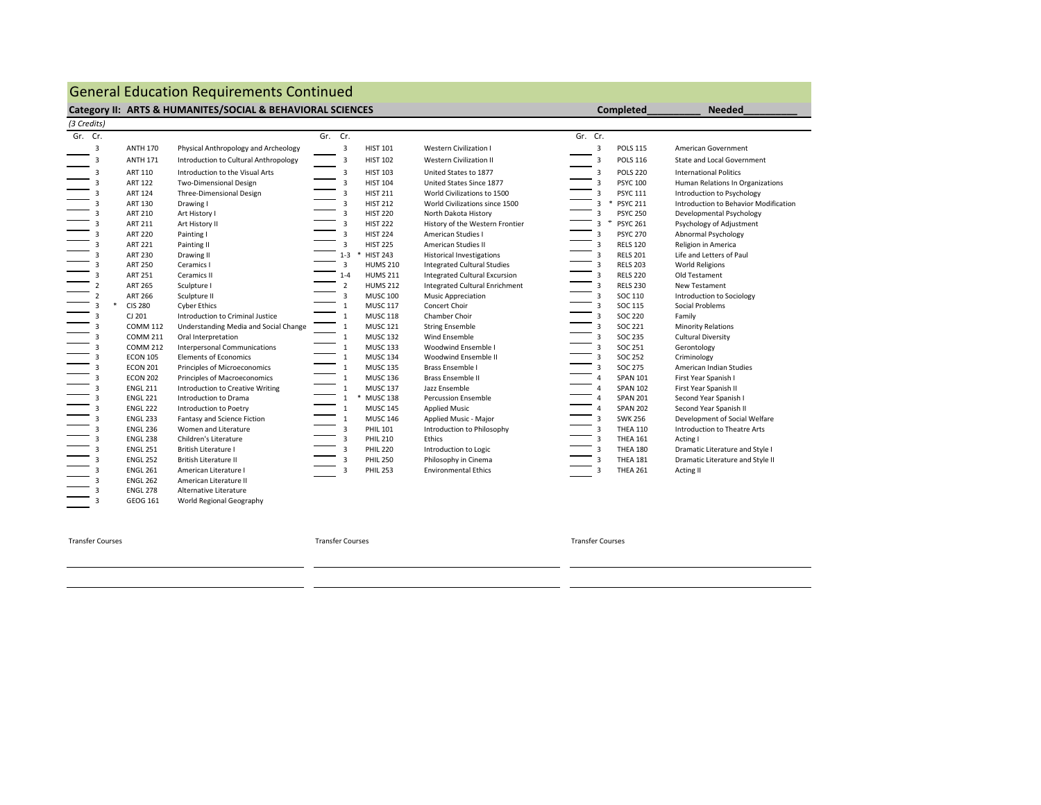## General Education Requirements Continued

### Category II: ARTS & HUMANITES/SOCIAL & BEHAVIORAL SCIENCES

**Completed_________ Needed_________**

*(3 Credits)*

| Gr. | Cr. | Course | Title |
|---|---|---|---|
| | 3 | ANTH 170 | Physical Anthropology and Archeology |
| | 3 | ANTH 171 | Introduction to Cultural Anthropology |
| | 3 | ART 110 | Introduction to the Visual Arts |
| | 3 | ART 122 | Two-Dimensional Design |
| | 3 | ART 124 | Three-Dimensional Design |
| | 3 | ART 130 | Drawing I |
| | 3 | ART 210 | Art History I |
| | 3 | ART 211 | Art History II |
| | 3 | ART 220 | Painting I |
| | 3 | ART 221 | Painting II |
| | 3 | ART 230 | Drawing II |
| | 3 | ART 250 | Ceramics I |
| | 3 | ART 251 | Ceramics II |
| | 2 | ART 265 | Sculpture I |
| | 2 | ART 266 | Sculpture II |
| | 3 * | CIS 280 | Cyber Ethics |
| | 3 | CJ 201 | Introduction to Criminal Justice |
| | 3 | COMM 112 | Understanding Media and Social Change |
| | 3 | COMM 211 | Oral Interpretation |
| | 3 | COMM 212 | Interpersonal Communications |
| | 3 | ECON 105 | Elements of Economics |
| | 3 | ECON 201 | Principles of Microeconomics |
| | 3 | ECON 202 | Principles of Macroeconomics |
| | 3 | ENGL 211 | Introduction to Creative Writing |
| | 3 | ENGL 221 | Introduction to Drama |
| | 3 | ENGL 222 | Introduction to Poetry |
| | 3 | ENGL 233 | Fantasy and Science Fiction |
| | 3 | ENGL 236 | Women and Literature |
| | 3 | ENGL 238 | Children's Literature |
| | 3 | ENGL 251 | British Literature I |
| | 3 | ENGL 252 | British Literature II |
| | 3 | ENGL 261 | American Literature I |
| | 3 | ENGL 262 | American Literature II |
| | 3 | ENGL 278 | Alternative Literature |
| | 3 | GEOG 161 | World Regional Geography |

| Gr. | Cr. | Course | Title |
|---|---|---|---|
| | 3 | HIST 101 | Western Civilization I |
| | 3 | HIST 102 | Western Civilization II |
| | 3 | HIST 103 | United States to 1877 |
| | 3 | HIST 104 | United States Since 1877 |
| | 3 | HIST 211 | World Civilizations to 1500 |
| | 3 | HIST 212 | World Civilizations since 1500 |
| | 3 | HIST 220 | North Dakota History |
| | 3 | HIST 222 | History of the Western Frontier |
| | 3 | HIST 224 | American Studies I |
| | 3 | HIST 225 | American Studies II |
| | 1-3 * | HIST 243 | Historical Investigations |
| | 3 | HUMS 210 | Integrated Cultural Studies |
| | 1-4 | HUMS 211 | Integrated Cultural Excursion |
| | 2 | HUMS 212 | Integrated Cultural Enrichment |
| | 3 | MUSC 100 | Music Appreciation |
| | 1 | MUSC 117 | Concert Choir |
| | 1 | MUSC 118 | Chamber Choir |
| | 1 | MUSC 121 | String Ensemble |
| | 1 | MUSC 132 | Wind Ensemble |
| | 1 | MUSC 133 | Woodwind Ensemble I |
| | 1 | MUSC 134 | Woodwind Ensemble II |
| | 1 | MUSC 135 | Brass Ensemble I |
| | 1 | MUSC 136 | Brass Ensemble II |
| | 1 | MUSC 137 | Jazz Ensemble |
| | 1 * | MUSC 138 | Percussion Ensemble |
| | 1 | MUSC 145 | Applied Music |
| | 1 | MUSC 146 | Applied Music - Major |
| | 3 | PHIL 101 | Introduction to Philosophy |
| | 3 | PHIL 210 | Ethics |
| | 3 | PHIL 220 | Introduction to Logic |
| | 3 | PHIL 250 | Philosophy in Cinema |
| | 3 | PHIL 253 | Environmental Ethics |

| Gr. | Cr. | Course | Title |
|---|---|---|---|
| | 3 | POLS 115 | American Government |
| | 3 | POLS 116 | State and Local Government |
| | 3 | POLS 220 | International Politics |
| | 3 | PSYC 100 | Human Relations In Organizations |
| | 3 | PSYC 111 | Introduction to Psychology |
| | 3 * | PSYC 211 | Introduction to Behavior Modification |
| | 3 | PSYC 250 | Developmental Psychology |
| | 3 * | PSYC 261 | Psychology of Adjustment |
| | 3 | PSYC 270 | Abnormal Psychology |
| | 3 | RELS 120 | Religion in America |
| | 3 | RELS 201 | Life and Letters of Paul |
| | 3 | RELS 203 | World Religions |
| | 3 | RELS 220 | Old Testament |
| | 3 | RELS 230 | New Testament |
| | 3 | SOC 110 | Introduction to Sociology |
| | 3 | SOC 115 | Social Problems |
| | 3 | SOC 220 | Family |
| | 3 | SOC 221 | Minority Relations |
| | 3 | SOC 235 | Cultural Diversity |
| | 3 | SOC 251 | Gerontology |
| | 3 | SOC 252 | Criminology |
| | 3 | SOC 275 | American Indian Studies |
| | 4 | SPAN 101 | First Year Spanish I |
| | 4 | SPAN 102 | First Year Spanish II |
| | 4 | SPAN 201 | Second Year Spanish I |
| | 4 | SPAN 202 | Second Year Spanish II |
| | 3 | SWK 256 | Development of Social Welfare |
| | 3 | THEA 110 | Introduction to Theatre Arts |
| | 3 | THEA 161 | Acting I |
| | 3 | THEA 180 | Dramatic Literature and Style I |
| | 3 | THEA 181 | Dramatic Literature and Style II |
| | 3 | THEA 261 | Acting II |

Transfer Courses

Transfer Courses

Transfer Courses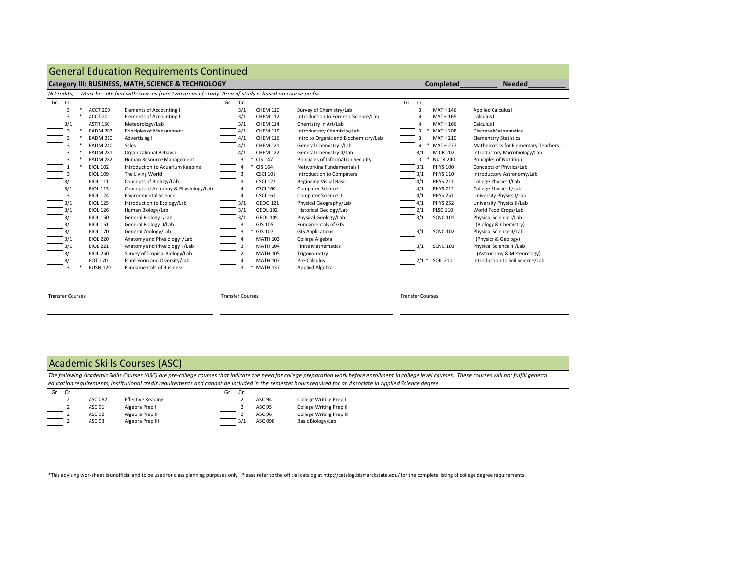## General Education Requirements Continued

### Category III: BUSINESS, MATH, SCIENCE & TECHNOLOGY

Completed_________ Needed_________

*(6 Credits) Must be satisfied with courses from two areas of study. Area of study is based on course prefix.*

| Gr. | Cr. | | Course | Title | Gr. | Cr. | | Course | Title | Gr. | Cr. | | Course | Title |
|---|---|---|---|---|---|---|---|---|---|---|---|---|---|---|
| | 3 | * | ACCT 200 | Elements of Accounting I | | 3/1 | | CHEM 110 | Survey of Chemistry/Lab | | 3 | | MATH 146 | Applied Calculus I |
| | 3 | * | ACCT 201 | Elements of Accounting II | | 3/1 | | CHEM 112 | Introduction to Forensic Science/Lab | | 4 | | MATH 165 | Calculus I |
| | 3/1 | | ASTR 150 | Meteorology/Lab | | 3/1 | | CHEM 114 | Chemistry in Art/Lab | | 4 | | MATH 166 | Calculus II |
| | 3 | * | BADM 202 | Principles of Management | | 4/1 | | CHEM 115 | Introductory Chemistry/Lab | | 3 | * | MATH 208 | Discrete Mathematics |
| | 3 | * | BADM 210 | Advertising I | | 4/1 | | CHEM 116 | Intro to Organic and Biochemistry/Lab | | 3 | | MATH 210 | Elementary Statistics |
| | 3 | * | BADM 240 | Sales | | 4/1 | | CHEM 121 | General Chemistry I/Lab | | 4 | * | MATH 277 | Mathematics for Elementary Teachers I |
| | 3 | * | BADM 281 | Organizational Behavior | | 4/1 | | CHEM 122 | General Chemistry II/Lab | | 3/1 | | MICR 202 | Introductory Microbiology/Lab |
| | 3 | * | BADM 282 | Human Resource Management | | 3 | * | CIS 147 | Principles of Information Security | | 3 | * | NUTR 240 | Principles of Nutrition |
| | 1 | * | BIOL 102 | Introduction to Aquarium Keeping | | 4 | * | CIS 164 | Networking Fundamentals I | | 3/1 | | PHYS 100 | Concepts of Physics/Lab |
| | 3 | | BIOL 109 | The Living World | | 3 | | CSCI 101 | Introduction to Computers | | 3/1 | | PHYS 110 | Introductory Astronomy/Lab |
| | 3/1 | | BIOL 111 | Concepts of Biology/Lab | | 3 | | CSCI 122 | Beginning Visual Basic | | 4/1 | | PHYS 211 | College Physics I/Lab |
| | 3/1 | | BIOL 115 | Concepts of Anatomy & Physiology/Lab | | 4 | | CSCI 160 | Computer Science I | | 4/1 | | PHYS 212 | College Physics II/Lab |
| | 3 | | BIOL 124 | Environmental Science | | 4 | | CSCI 161 | Computer Science II | | 4/1 | | PHYS 251 | University Physics I/Lab |
| | 3/1 | | BIOL 125 | Introduction to Ecology/Lab | | 3/1 | | GEOG 121 | Physical Geography/Lab | | 4/1 | | PHYS 252 | University Physics II/Lab |
| | 3/1 | | BIOL 126 | Human Biology/Lab | | 3/1 | | GEOL 102 | Historical Geology/Lab | | 2/1 | | PLSC 110 | World Food Crops/Lab |
| | 3/1 | | BIOL 150 | General Biology I/Lab | | 3/1 | | GEOL 105 | Physical Geology/Lab | | 3/1 | | SCNC 101 | Physical Science I/Lab (Biology & Chemistry) |
| | 3/1 | | BIOL 151 | General Biology II/Lab | | 3 | | GIS 105 | Fundamentals of GIS | | | | | |
| | 3/1 | | BIOL 170 | General Zoology/Lab | | 3 | * | GIS 107 | GIS Applications | | 3/1 | | SCNC 102 | Physical Science II/Lab (Physics & Geology) |
| | 3/1 | | BIOL 220 | Anatomy and Physiology I/Lab | | 4 | | MATH 103 | College Algebra | | | | | |
| | 3/1 | | BIOL 221 | Anatomy and Physiology II/Lab | | 3 | | MATH 104 | Finite Mathematics | | 3/1 | | SCNC 103 | Physical Science III/Lab (Astronomy & Meteorology) |
| | 3/1 | | BIOL 250 | Survey of Tropical Biology/Lab | | 2 | | MATH 105 | Trigonometry | | | | | |
| | 3/1 | | BOT 170 | Plant Form and Diversity/Lab | | 4 | | MATH 107 | Pre-Calculus | | 2/1 | * | SOIL 210 | Introduction to Soil Science/Lab |
| | 3 | * | BUSN 120 | Fundamentals of Business | | 3 | * | MATH 137 | Applied Algebra | | | | | |

Transfer Courses

Transfer Courses

Transfer Courses

## Academic Skills Courses (ASC)

*The following Academic Skills Courses (ASC) are pre-college courses that indicate the need for college preparation work before enrollment in college level courses. These courses will not fulfill general education requirements, institutional credit requirements and cannot be included in the semester hours required for an Associate in Applied Science degree.*

| Gr. | Cr. | Course | Title | Gr. | Cr. | Course | Title |
|---|---|---|---|---|---|---|---|
| | 2 | ASC 082 | Effective Reading | | 2 | ASC 94 | College Writing Prep I |
| | 2 | ASC 91 | Algebra Prep I | | 2 | ASC 95 | College Writing Prep II |
| | 2 | ASC 92 | Algebra Prep II | | 2 | ASC 96 | College Writing Prep III |
| | 2 | ASC 93 | Algebra Prep III | | 3/1 | ASC 098 | Basic Biology/Lab |

*This advising worksheet is unofficial and to be used for class planning purposes only. Please refer to the official catalog at http://catalog.bismarckstate.edu/ for the complete listing of college degree requirements.